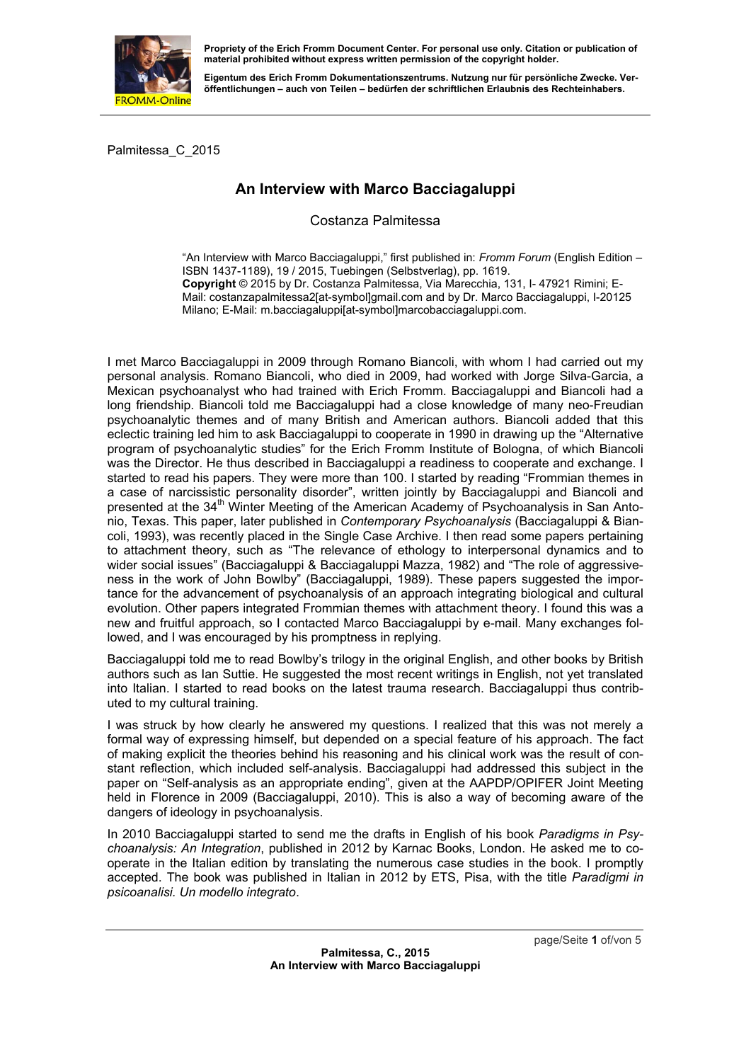Palmitessa_C_2015

# An Interview with Marco Bacciagaluppi

Costanza Palmitessa

"An Interview with Marco Bacciagaluppi," first published in: *Fromm Forum* (English Edition – ISBN 1437-1189), 19 / 2015, Tuebingen (Selbstverlag), pp. 1619.
**Copyright** © 2015 by Dr. Costanza Palmitessa, Via Marecchia, 131, I- 47921 Rimini; E-Mail: costanzapalmitessa2[at-symbol]gmail.com and by Dr. Marco Bacciagaluppi, I-20125 Milano; E-Mail: m.bacciagaluppi[at-symbol]marcobacciagaluppi.com.

I met Marco Bacciagaluppi in 2009 through Romano Biancoli, with whom I had carried out my personal analysis. Romano Biancoli, who died in 2009, had worked with Jorge Silva-Garcia, a Mexican psychoanalyst who had trained with Erich Fromm. Bacciagaluppi and Biancoli had a long friendship. Biancoli told me Bacciagaluppi had a close knowledge of many neo-Freudian psychoanalytic themes and of many British and American authors. Biancoli added that this eclectic training led him to ask Bacciagaluppi to cooperate in 1990 in drawing up the "Alternative program of psychoanalytic studies" for the Erich Fromm Institute of Bologna, of which Biancoli was the Director. He thus described in Bacciagaluppi a readiness to cooperate and exchange. I started to read his papers. They were more than 100. I started by reading "Frommian themes in a case of narcissistic personality disorder", written jointly by Bacciagaluppi and Biancoli and presented at the 34th Winter Meeting of the American Academy of Psychoanalysis in San Antonio, Texas. This paper, later published in *Contemporary Psychoanalysis* (Bacciagaluppi & Biancoli, 1993), was recently placed in the Single Case Archive. I then read some papers pertaining to attachment theory, such as "The relevance of ethology to interpersonal dynamics and to wider social issues" (Bacciagaluppi & Bacciagaluppi Mazza, 1982) and "The role of aggressiveness in the work of John Bowlby" (Bacciagaluppi, 1989). These papers suggested the importance for the advancement of psychoanalysis of an approach integrating biological and cultural evolution. Other papers integrated Frommian themes with attachment theory. I found this was a new and fruitful approach, so I contacted Marco Bacciagaluppi by e-mail. Many exchanges followed, and I was encouraged by his promptness in replying.

Bacciagaluppi told me to read Bowlby's trilogy in the original English, and other books by British authors such as Ian Suttie. He suggested the most recent writings in English, not yet translated into Italian. I started to read books on the latest trauma research. Bacciagaluppi thus contributed to my cultural training.

I was struck by how clearly he answered my questions. I realized that this was not merely a formal way of expressing himself, but depended on a special feature of his approach. The fact of making explicit the theories behind his reasoning and his clinical work was the result of constant reflection, which included self-analysis. Bacciagaluppi had addressed this subject in the paper on "Self-analysis as an appropriate ending", given at the AAPDP/OPIFER Joint Meeting held in Florence in 2009 (Bacciagaluppi, 2010). This is also a way of becoming aware of the dangers of ideology in psychoanalysis.

In 2010 Bacciagaluppi started to send me the drafts in English of his book *Paradigms in Psychoanalysis: An Integration*, published in 2012 by Karnac Books, London. He asked me to cooperate in the Italian edition by translating the numerous case studies in the book. I promptly accepted. The book was published in Italian in 2012 by ETS, Pisa, with the title *Paradigmi in psicoanalisi. Un modello integrato*.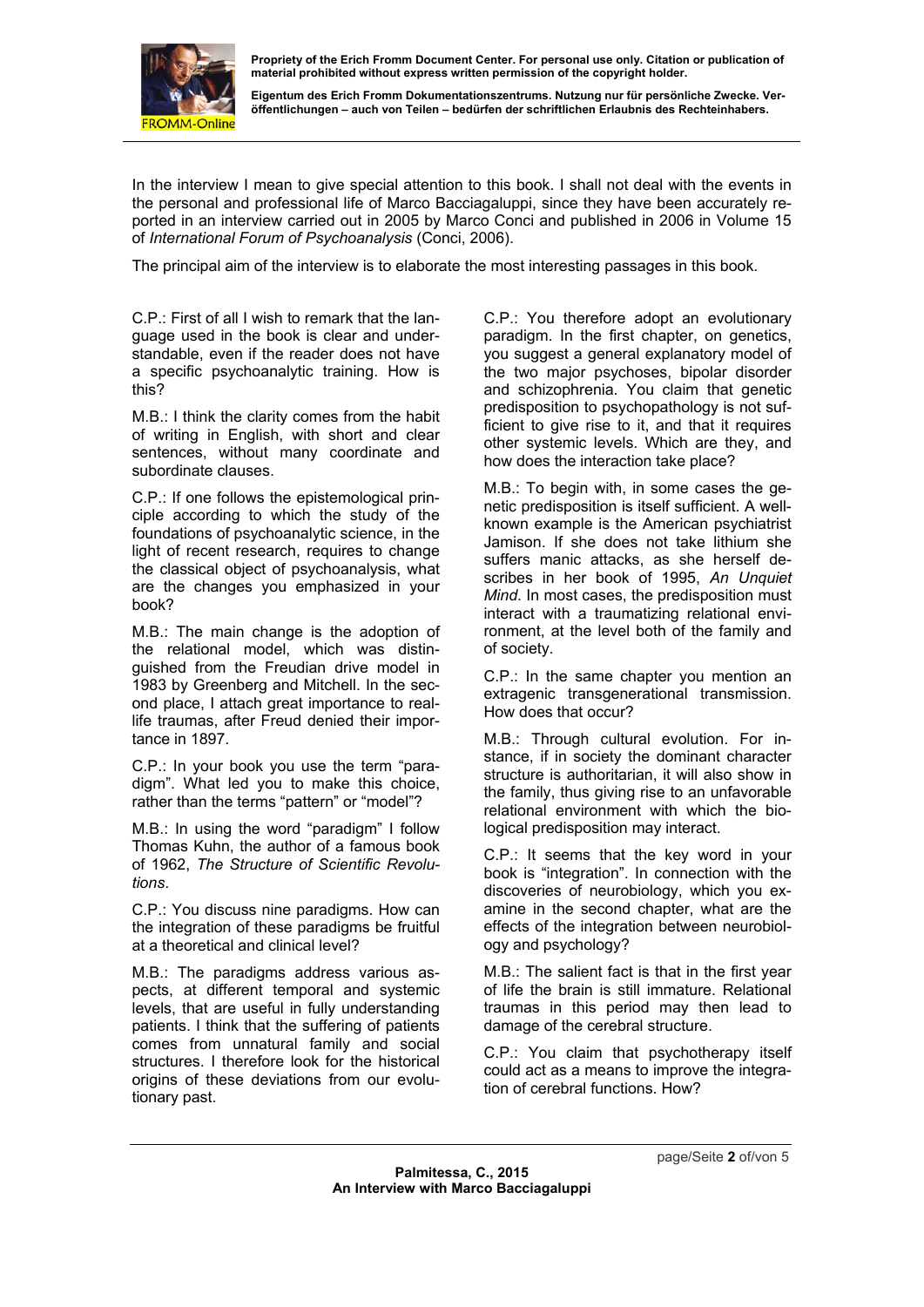In the interview I mean to give special attention to this book. I shall not deal with the events in the personal and professional life of Marco Bacciagaluppi, since they have been accurately reported in an interview carried out in 2005 by Marco Conci and published in 2006 in Volume 15 of *International Forum of Psychoanalysis* (Conci, 2006).

The principal aim of the interview is to elaborate the most interesting passages in this book.

C.P.: First of all I wish to remark that the language used in the book is clear and understandable, even if the reader does not have a specific psychoanalytic training. How is this?

M.B.: I think the clarity comes from the habit of writing in English, with short and clear sentences, without many coordinate and subordinate clauses.

C.P.: If one follows the epistemological principle according to which the study of the foundations of psychoanalytic science, in the light of recent research, requires to change the classical object of psychoanalysis, what are the changes you emphasized in your book?

M.B.: The main change is the adoption of the relational model, which was distinguished from the Freudian drive model in 1983 by Greenberg and Mitchell. In the second place, I attach great importance to real-life traumas, after Freud denied their importance in 1897.

C.P.: In your book you use the term "paradigm". What led you to make this choice, rather than the terms "pattern" or "model"?

M.B.: In using the word "paradigm" I follow Thomas Kuhn, the author of a famous book of 1962, *The Structure of Scientific Revolutions*.

C.P.: You discuss nine paradigms. How can the integration of these paradigms be fruitful at a theoretical and clinical level?

M.B.: The paradigms address various aspects, at different temporal and systemic levels, that are useful in fully understanding patients. I think that the suffering of patients comes from unnatural family and social structures. I therefore look for the historical origins of these deviations from our evolutionary past.

C.P.: You therefore adopt an evolutionary paradigm. In the first chapter, on genetics, you suggest a general explanatory model of the two major psychoses, bipolar disorder and schizophrenia. You claim that genetic predisposition to psychopathology is not sufficient to give rise to it, and that it requires other systemic levels. Which are they, and how does the interaction take place?

M.B.: To begin with, in some cases the genetic predisposition is itself sufficient. A well-known example is the American psychiatrist Jamison. If she does not take lithium she suffers manic attacks, as she herself describes in her book of 1995, *An Unquiet Mind*. In most cases, the predisposition must interact with a traumatizing relational environment, at the level both of the family and of society.

C.P.: In the same chapter you mention an extragenic transgenerational transmission. How does that occur?

M.B.: Through cultural evolution. For instance, if in society the dominant character structure is authoritarian, it will also show in the family, thus giving rise to an unfavorable relational environment with which the biological predisposition may interact.

C.P.: It seems that the key word in your book is "integration". In connection with the discoveries of neurobiology, which you examine in the second chapter, what are the effects of the integration between neurobiology and psychology?

M.B.: The salient fact is that in the first year of life the brain is still immature. Relational traumas in this period may then lead to damage of the cerebral structure.

C.P.: You claim that psychotherapy itself could act as a means to improve the integration of cerebral functions. How?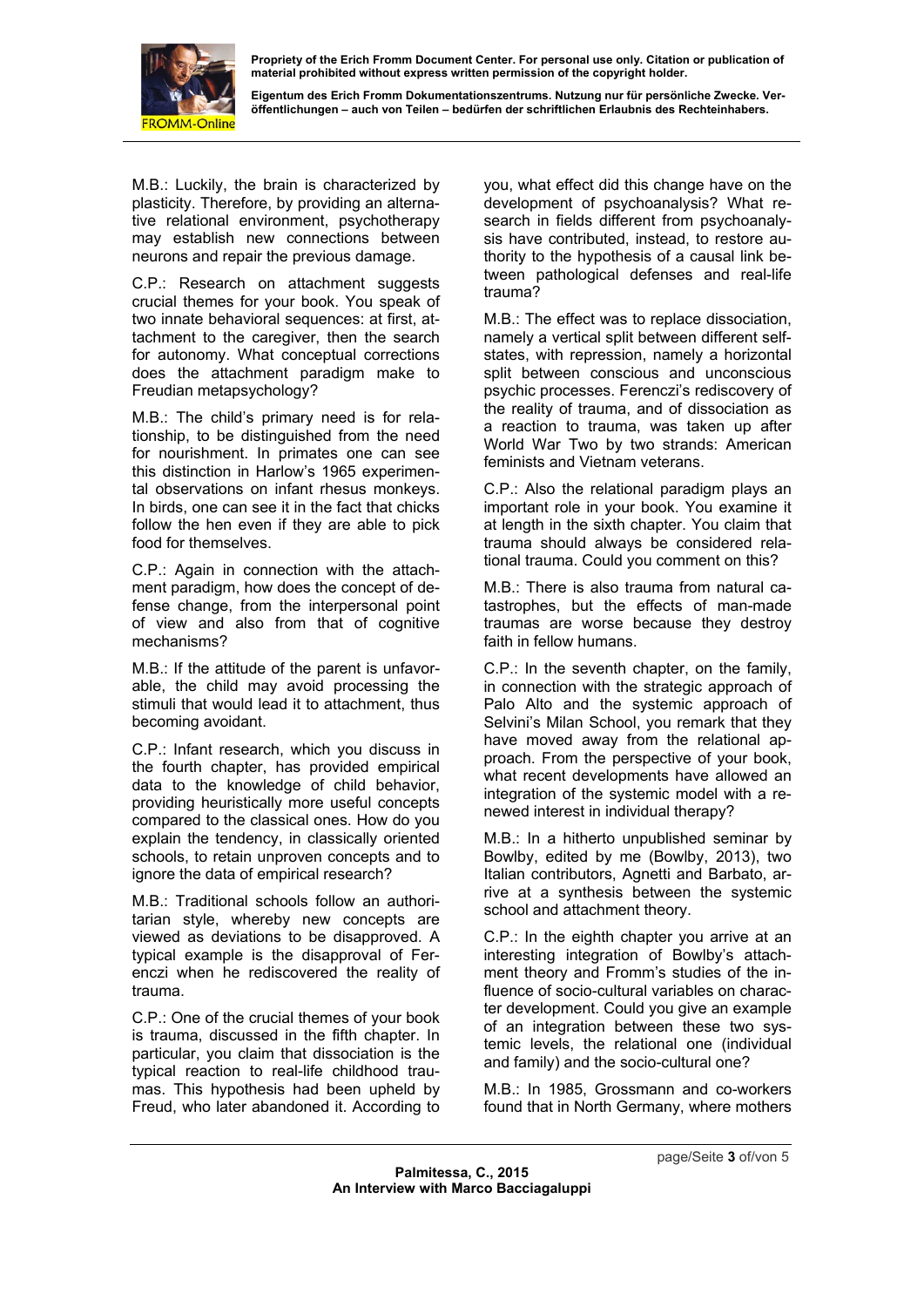M.B.: Luckily, the brain is characterized by plasticity. Therefore, by providing an alternative relational environment, psychotherapy may establish new connections between neurons and repair the previous damage.

C.P.: Research on attachment suggests crucial themes for your book. You speak of two innate behavioral sequences: at first, attachment to the caregiver, then the search for autonomy. What conceptual corrections does the attachment paradigm make to Freudian metapsychology?

M.B.: The child's primary need is for relationship, to be distinguished from the need for nourishment. In primates one can see this distinction in Harlow's 1965 experimental observations on infant rhesus monkeys. In birds, one can see it in the fact that chicks follow the hen even if they are able to pick food for themselves.

C.P.: Again in connection with the attachment paradigm, how does the concept of defense change, from the interpersonal point of view and also from that of cognitive mechanisms?

M.B.: If the attitude of the parent is unfavorable, the child may avoid processing the stimuli that would lead it to attachment, thus becoming avoidant.

C.P.: Infant research, which you discuss in the fourth chapter, has provided empirical data to the knowledge of child behavior, providing heuristically more useful concepts compared to the classical ones. How do you explain the tendency, in classically oriented schools, to retain unproven concepts and to ignore the data of empirical research?

M.B.: Traditional schools follow an authoritarian style, whereby new concepts are viewed as deviations to be disapproved. A typical example is the disapproval of Ferenczi when he rediscovered the reality of trauma.

C.P.: One of the crucial themes of your book is trauma, discussed in the fifth chapter. In particular, you claim that dissociation is the typical reaction to real-life childhood traumas. This hypothesis had been upheld by Freud, who later abandoned it. According to you, what effect did this change have on the development of psychoanalysis? What research in fields different from psychoanalysis have contributed, instead, to restore authority to the hypothesis of a causal link between pathological defenses and real-life trauma?

M.B.: The effect was to replace dissociation, namely a vertical split between different self-states, with repression, namely a horizontal split between conscious and unconscious psychic processes. Ferenczi's rediscovery of the reality of trauma, and of dissociation as a reaction to trauma, was taken up after World War Two by two strands: American feminists and Vietnam veterans.

C.P.: Also the relational paradigm plays an important role in your book. You examine it at length in the sixth chapter. You claim that trauma should always be considered relational trauma. Could you comment on this?

M.B.: There is also trauma from natural catastrophes, but the effects of man-made traumas are worse because they destroy faith in fellow humans.

C.P.: In the seventh chapter, on the family, in connection with the strategic approach of Palo Alto and the systemic approach of Selvini's Milan School, you remark that they have moved away from the relational approach. From the perspective of your book, what recent developments have allowed an integration of the systemic model with a renewed interest in individual therapy?

M.B.: In a hitherto unpublished seminar by Bowlby, edited by me (Bowlby, 2013), two Italian contributors, Agnetti and Barbato, arrive at a synthesis between the systemic school and attachment theory.

C.P.: In the eighth chapter you arrive at an interesting integration of Bowlby's attachment theory and Fromm's studies of the influence of socio-cultural variables on character development. Could you give an example of an integration between these two systemic levels, the relational one (individual and family) and the socio-cultural one?

M.B.: In 1985, Grossmann and co-workers found that in North Germany, where mothers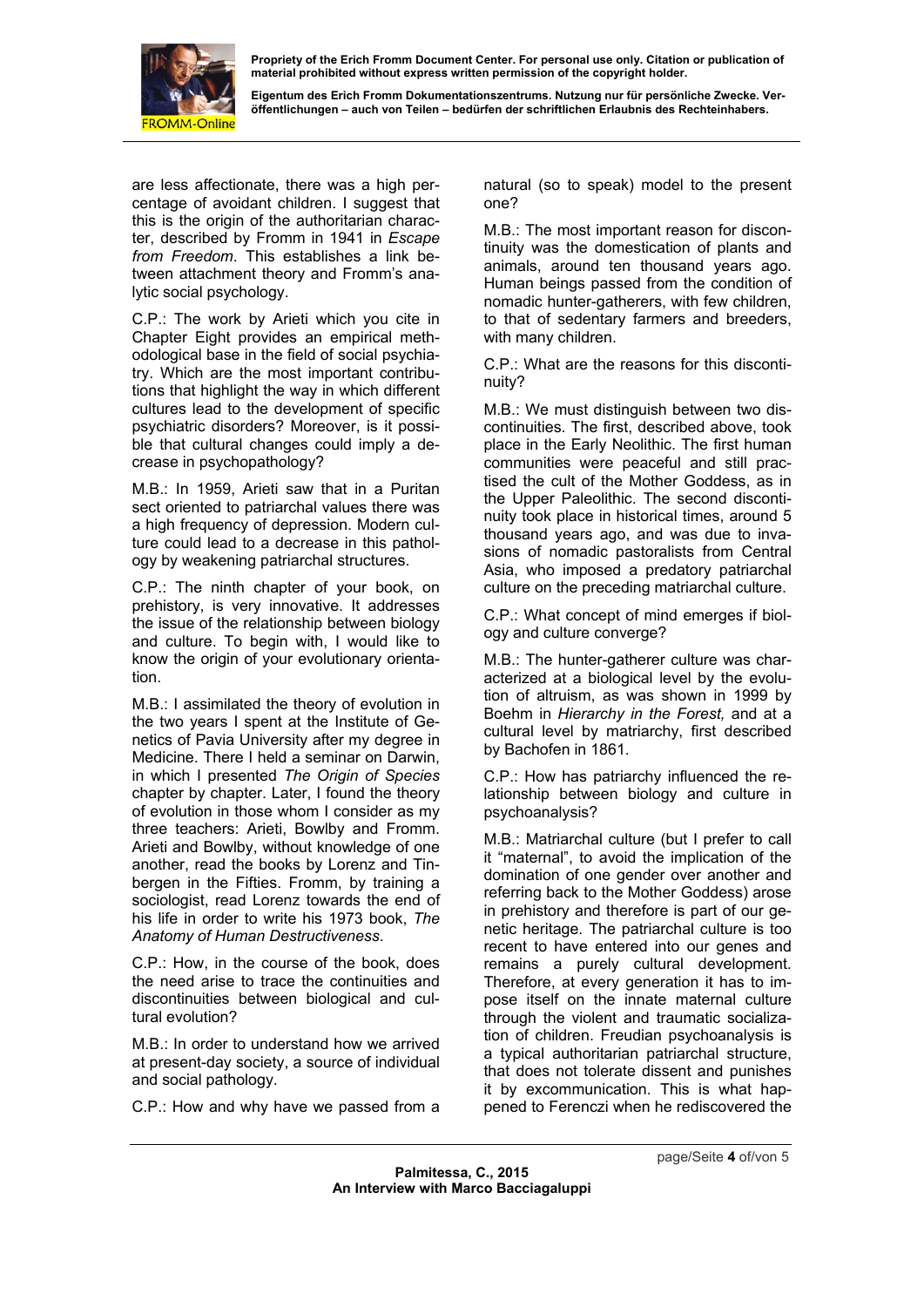are less affectionate, there was a high percentage of avoidant children. I suggest that this is the origin of the authoritarian character, described by Fromm in 1941 in *Escape from Freedom*. This establishes a link between attachment theory and Fromm's analytic social psychology.

C.P.: The work by Arieti which you cite in Chapter Eight provides an empirical methodological base in the field of social psychiatry. Which are the most important contributions that highlight the way in which different cultures lead to the development of specific psychiatric disorders? Moreover, is it possible that cultural changes could imply a decrease in psychopathology?

M.B.: In 1959, Arieti saw that in a Puritan sect oriented to patriarchal values there was a high frequency of depression. Modern culture could lead to a decrease in this pathology by weakening patriarchal structures.

C.P.: The ninth chapter of your book, on prehistory, is very innovative. It addresses the issue of the relationship between biology and culture. To begin with, I would like to know the origin of your evolutionary orientation.

M.B.: I assimilated the theory of evolution in the two years I spent at the Institute of Genetics of Pavia University after my degree in Medicine. There I held a seminar on Darwin, in which I presented *The Origin of Species* chapter by chapter. Later, I found the theory of evolution in those whom I consider as my three teachers: Arieti, Bowlby and Fromm. Arieti and Bowlby, without knowledge of one another, read the books by Lorenz and Tinbergen in the Fifties. Fromm, by training a sociologist, read Lorenz towards the end of his life in order to write his 1973 book, *The Anatomy of Human Destructiveness*.

C.P.: How, in the course of the book, does the need arise to trace the continuities and discontinuities between biological and cultural evolution?

M.B.: In order to understand how we arrived at present-day society, a source of individual and social pathology.

C.P.: How and why have we passed from a natural (so to speak) model to the present one?

M.B.: The most important reason for discontinuity was the domestication of plants and animals, around ten thousand years ago. Human beings passed from the condition of nomadic hunter-gatherers, with few children, to that of sedentary farmers and breeders, with many children.

C.P.: What are the reasons for this discontinuity?

M.B.: We must distinguish between two discontinuities. The first, described above, took place in the Early Neolithic. The first human communities were peaceful and still practised the cult of the Mother Goddess, as in the Upper Paleolithic. The second discontinuity took place in historical times, around 5 thousand years ago, and was due to invasions of nomadic pastoralists from Central Asia, who imposed a predatory patriarchal culture on the preceding matriarchal culture.

C.P.: What concept of mind emerges if biology and culture converge?

M.B.: The hunter-gatherer culture was characterized at a biological level by the evolution of altruism, as was shown in 1999 by Boehm in *Hierarchy in the Forest,* and at a cultural level by matriarchy, first described by Bachofen in 1861.

C.P.: How has patriarchy influenced the relationship between biology and culture in psychoanalysis?

M.B.: Matriarchal culture (but I prefer to call it "maternal", to avoid the implication of the domination of one gender over another and referring back to the Mother Goddess) arose in prehistory and therefore is part of our genetic heritage. The patriarchal culture is too recent to have entered into our genes and remains a purely cultural development. Therefore, at every generation it has to impose itself on the innate maternal culture through the violent and traumatic socialization of children. Freudian psychoanalysis is a typical authoritarian patriarchal structure, that does not tolerate dissent and punishes it by excommunication. This is what happened to Ferenczi when he rediscovered the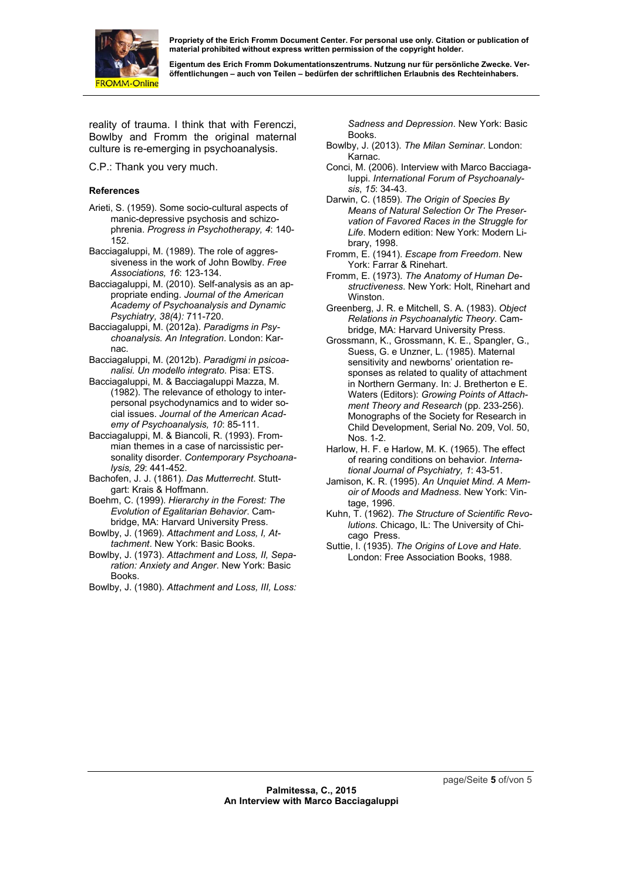reality of trauma. I think that with Ferenczi, Bowlby and Fromm the original maternal culture is re-emerging in psychoanalysis.

C.P.: Thank you very much.

### References

Arieti, S. (1959). Some socio-cultural aspects of manic-depressive psychosis and schizophrenia. *Progress in Psychotherapy, 4*: 140-152.

Bacciagaluppi, M. (1989). The role of aggressiveness in the work of John Bowlby. *Free Associations, 16*: 123-134.

Bacciagaluppi, M. (2010). Self-analysis as an appropriate ending. *Journal of the American Academy of Psychoanalysis and Dynamic Psychiatry, 38(4):* 711-720.

Bacciagaluppi, M. (2012a). *Paradigms in Psychoanalysis. An Integration*. London: Karnac.

Bacciagaluppi, M. (2012b). *Paradigmi in psicoanalisi. Un modello integrato*. Pisa: ETS.

Bacciagaluppi, M. & Bacciagaluppi Mazza, M. (1982). The relevance of ethology to interpersonal psychodynamics and to wider social issues. *Journal of the American Academy of Psychoanalysis, 10*: 85-111.

Bacciagaluppi, M. & Biancoli, R. (1993). Frommian themes in a case of narcissistic personality disorder. *Contemporary Psychoanalysis, 29*: 441-452.

Bachofen, J. J. (1861). *Das Mutterrecht*. Stuttgart: Krais & Hoffmann.

Boehm, C. (1999). *Hierarchy in the Forest: The Evolution of Egalitarian Behavior*. Cambridge, MA: Harvard University Press.

Bowlby, J. (1969). *Attachment and Loss, I, Attachment*. New York: Basic Books.

Bowlby, J. (1973). *Attachment and Loss, II, Separation: Anxiety and Anger*. New York: Basic Books.

Bowlby, J. (1980). *Attachment and Loss, III, Loss: Sadness and Depression*. New York: Basic Books.

Bowlby, J. (2013). *The Milan Seminar*. London: Karnac.

Conci, M. (2006). Interview with Marco Bacciagaluppi. *International Forum of Psychoanalysis*, *15*: 34-43.

Darwin, C. (1859). *The Origin of Species By Means of Natural Selection Or The Preservation of Favored Races in the Struggle for Life*. Modern edition: New York: Modern Library, 1998.

Fromm, E. (1941). *Escape from Freedom*. New York: Farrar & Rinehart.

Fromm, E. (1973). *The Anatomy of Human Destructiveness*. New York: Holt, Rinehart and Winston.

Greenberg, J. R. e Mitchell, S. A. (1983). *Object Relations in Psychoanalytic Theory*. Cambridge, MA: Harvard University Press.

Grossmann, K., Grossmann, K. E., Spangler, G., Suess, G. e Unzner, L. (1985). Maternal sensitivity and newborns' orientation responses as related to quality of attachment in Northern Germany. In: J. Bretherton e E. Waters (Editors): *Growing Points of Attachment Theory and Research* (pp. 233-256). Monographs of the Society for Research in Child Development, Serial No. 209, Vol. 50, Nos. 1-2.

Harlow, H. F. e Harlow, M. K. (1965). The effect of rearing conditions on behavior. *International Journal of Psychiatry, 1*: 43-51.

Jamison, K. R. (1995). *An Unquiet Mind. A Memoir of Moods and Madness*. New York: Vintage, 1996.

Kuhn, T. (1962). *The Structure of Scientific Revolutions*. Chicago, IL: The University of Chicago Press.

Suttie, I. (1935). *The Origins of Love and Hate*. London: Free Association Books, 1988.